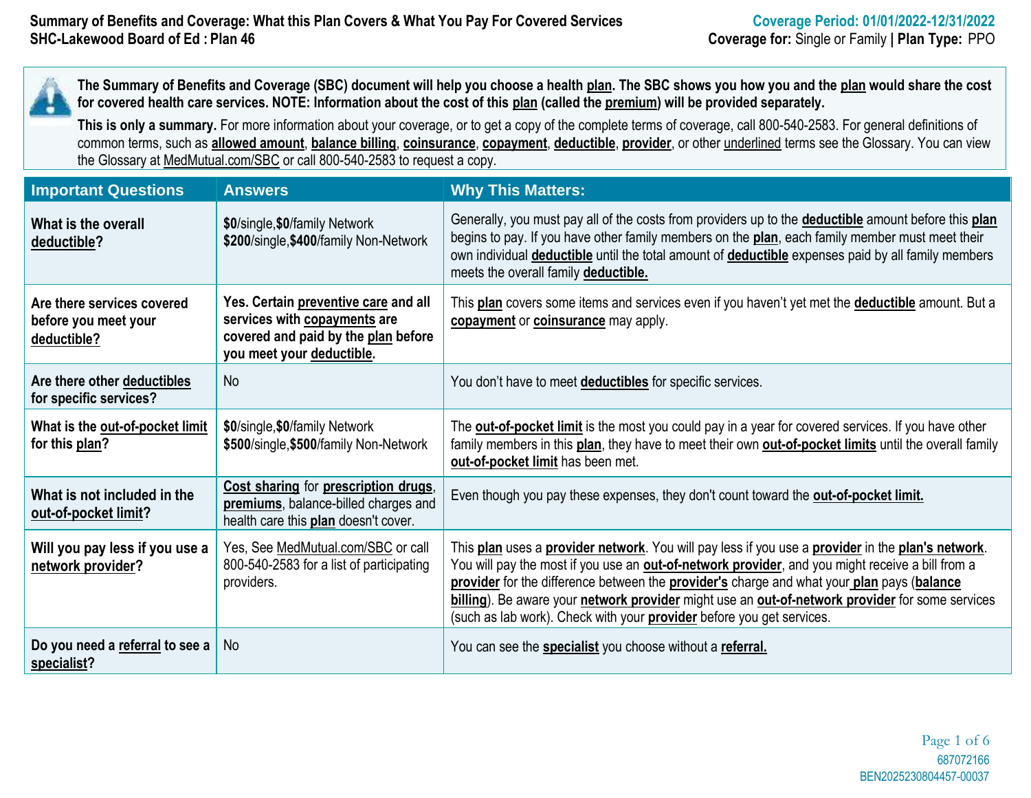**Summary of Benefits and Coverage: What this Plan Covers & What You Pay For Covered Services**
**SHC-Lakewood Board of Ed : Plan 46**

**Coverage Period: 01/01/2022-12/31/2022**
**Coverage for:** Single or Family | **Plan Type:** PPO

**The Summary of Benefits and Coverage (SBC) document will help you choose a health plan. The SBC shows you how you and the plan would share the cost for covered health care services. NOTE: Information about the cost of this plan (called the premium) will be provided separately.**

**This is only a summary.** For more information about your coverage, or to get a copy of the complete terms of coverage, call 800-540-2583. For general definitions of common terms, such as **allowed amount**, **balance billing**, **coinsurance**, **copayment**, **deductible**, **provider**, or other underlined terms see the Glossary. You can view the Glossary at MedMutual.com/SBC or call 800-540-2583 to request a copy.

| Important Questions | Answers | Why This Matters: |
|---|---|---|
| **What is the overall deductible?** | **$0**/single,**$0**/family Network<br>**$200**/single,**$400**/family Non-Network | Generally, you must pay all of the costs from providers up to the **deductible** amount before this **plan** begins to pay. If you have other family members on the **plan**, each family member must meet their own individual **deductible** until the total amount of **deductible** expenses paid by all family members meets the overall family **deductible.** |
| **Are there services covered before you meet your deductible?** | **Yes. Certain preventive care and all services with copayments are covered and paid by the plan before you meet your deductible.** | This **plan** covers some items and services even if you haven't yet met the **deductible** amount. But a **copayment** or **coinsurance** may apply. |
| **Are there other deductibles for specific services?** | No | You don't have to meet **deductibles** for specific services. |
| **What is the out-of-pocket limit for this plan?** | **$0**/single,**$0**/family Network<br>**$500**/single,**$500**/family Non-Network | The **out-of-pocket limit** is the most you could pay in a year for covered services. If you have other family members in this **plan**, they have to meet their own **out-of-pocket limits** until the overall family **out-of-pocket limit** has been met. |
| **What is not included in the out-of-pocket limit?** | **Cost sharing** for **prescription drugs**, **premiums**, balance-billed charges and health care this **plan** doesn't cover. | Even though you pay these expenses, they don't count toward the **out-of-pocket limit.** |
| **Will you pay less if you use a network provider?** | Yes, See MedMutual.com/SBC or call 800-540-2583 for a list of participating providers. | This **plan** uses a **provider network**. You will pay less if you use a **provider** in the **plan's network**. You will pay the most if you use an **out-of-network provider**, and you might receive a bill from a **provider** for the difference between the **provider's** charge and what your **plan** pays (**balance billing**). Be aware your **network provider** might use an **out-of-network provider** for some services (such as lab work). Check with your **provider** before you get services. |
| **Do you need a referral to see a specialist?** | No | You can see the **specialist** you choose without a **referral.** |

687072166
BEN2025230804457-00037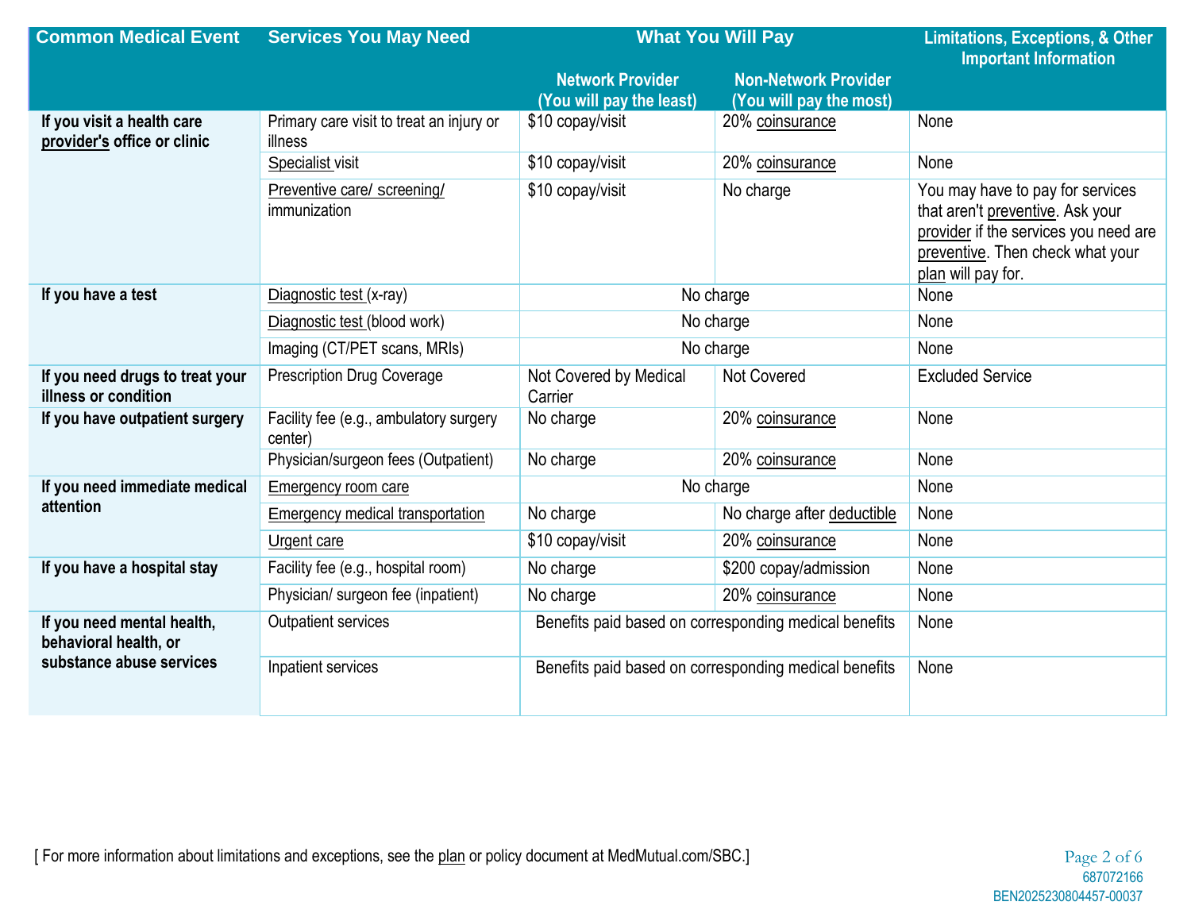| Common Medical Event | Services You May Need | What You Will Pay | | Limitations, Exceptions, & Other Important Information |
|---|---|---|---|---|
| | | Network Provider (You will pay the least) | Non-Network Provider (You will pay the most) | |
| If you visit a health care provider's office or clinic | Primary care visit to treat an injury or illness | $10 copay/visit | 20% coinsurance | None |
| | Specialist visit | $10 copay/visit | 20% coinsurance | None |
| | Preventive care/ screening/ immunization | $10 copay/visit | No charge | You may have to pay for services that aren't preventive. Ask your provider if the services you need are preventive. Then check what your plan will pay for. |
| If you have a test | Diagnostic test (x-ray) | No charge | | None |
| | Diagnostic test (blood work) | No charge | | None |
| | Imaging (CT/PET scans, MRIs) | No charge | | None |
| If you need drugs to treat your illness or condition | Prescription Drug Coverage | Not Covered by Medical Carrier | Not Covered | Excluded Service |
| If you have outpatient surgery | Facility fee (e.g., ambulatory surgery center) | No charge | 20% coinsurance | None |
| | Physician/surgeon fees (Outpatient) | No charge | 20% coinsurance | None |
| If you need immediate medical attention | Emergency room care | No charge | | None |
| | Emergency medical transportation | No charge | No charge after deductible | None |
| | Urgent care | $10 copay/visit | 20% coinsurance | None |
| If you have a hospital stay | Facility fee (e.g., hospital room) | No charge | $200 copay/admission | None |
| | Physician/ surgeon fee (inpatient) | No charge | 20% coinsurance | None |
| If you need mental health, behavioral health, or substance abuse services | Outpatient services | Benefits paid based on corresponding medical benefits | | None |
| | Inpatient services | Benefits paid based on corresponding medical benefits | | None |

[ For more information about limitations and exceptions, see the plan or policy document at MedMutual.com/SBC.]

687072166
BEN2025230804457-00037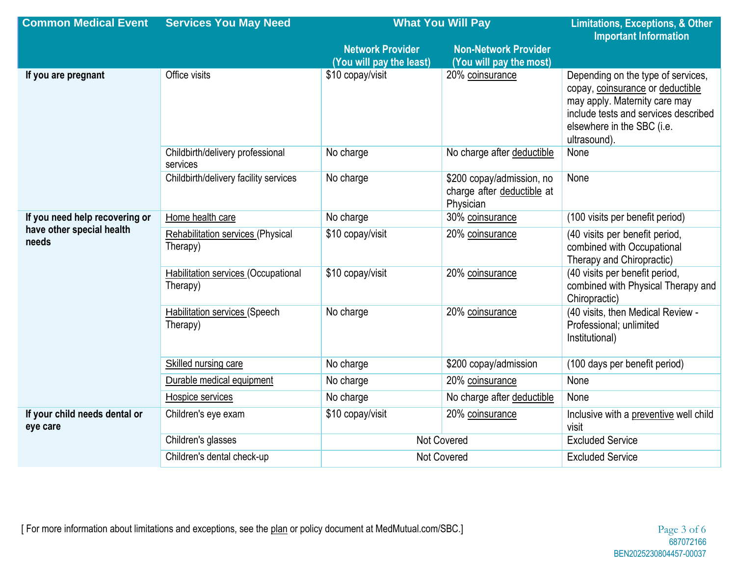| Common Medical Event | Services You May Need | What You Will Pay | | Limitations, Exceptions, & Other Important Information |
|---|---|---|---|---|
| | | Network Provider (You will pay the least) | Non-Network Provider (You will pay the most) | |
| If you are pregnant | Office visits | $10 copay/visit | 20% coinsurance | Depending on the type of services, copay, coinsurance or deductible may apply. Maternity care may include tests and services described elsewhere in the SBC (i.e. ultrasound). |
| | Childbirth/delivery professional services | No charge | No charge after deductible | None |
| | Childbirth/delivery facility services | No charge | $200 copay/admission, no charge after deductible at Physician | None |
| If you need help recovering or have other special health needs | Home health care | No charge | 30% coinsurance | (100 visits per benefit period) |
| | Rehabilitation services (Physical Therapy) | $10 copay/visit | 20% coinsurance | (40 visits per benefit period, combined with Occupational Therapy and Chiropractic) |
| | Habilitation services (Occupational Therapy) | $10 copay/visit | 20% coinsurance | (40 visits per benefit period, combined with Physical Therapy and Chiropractic) |
| | Habilitation services (Speech Therapy) | No charge | 20% coinsurance | (40 visits, then Medical Review - Professional; unlimited Institutional) |
| | Skilled nursing care | No charge | $200 copay/admission | (100 days per benefit period) |
| | Durable medical equipment | No charge | 20% coinsurance | None |
| | Hospice services | No charge | No charge after deductible | None |
| If your child needs dental or eye care | Children's eye exam | $10 copay/visit | 20% coinsurance | Inclusive with a preventive well child visit |
| | Children's glasses | Not Covered | | Excluded Service |
| | Children's dental check-up | Not Covered | | Excluded Service |

[ For more information about limitations and exceptions, see the plan or policy document at MedMutual.com/SBC.]

687072166
BEN2025230804457-00037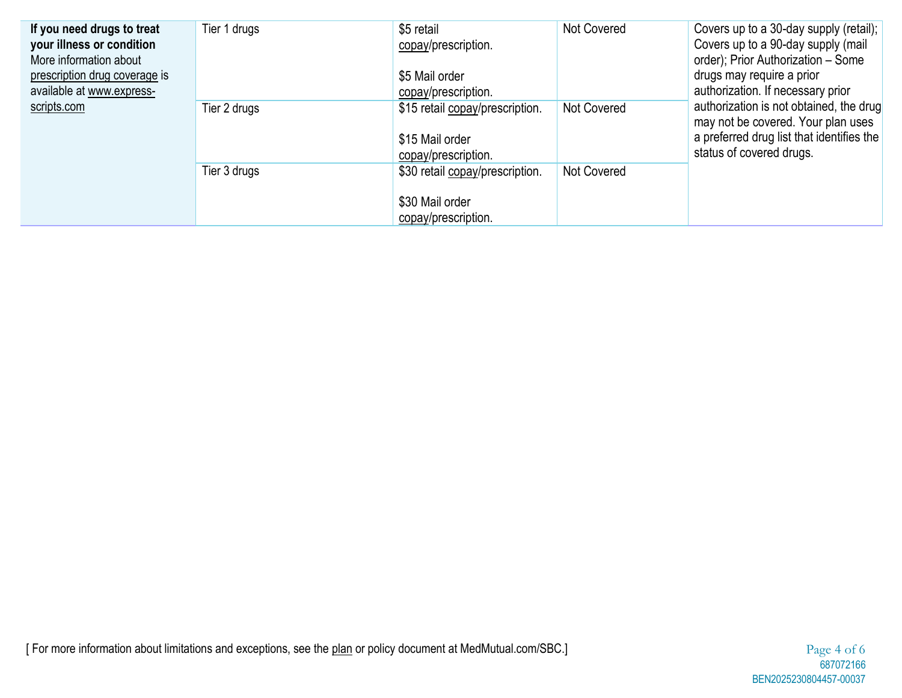| | | | | |
|---|---|---|---|---|
| **If you need drugs to treat your illness or condition** More information about prescription drug coverage is available at www.express-scripts.com | Tier 1 drugs | $5 retail copay/prescription.<br><br>$5 Mail order copay/prescription. | Not Covered | Covers up to a 30-day supply (retail); Covers up to a 90-day supply (mail order); Prior Authorization – Some drugs may require a prior authorization. If necessary prior authorization is not obtained, the drug may not be covered. Your plan uses a preferred drug list that identifies the status of covered drugs. |
| | Tier 2 drugs | $15 retail copay/prescription.<br><br>$15 Mail order copay/prescription. | Not Covered | |
| | Tier 3 drugs | $30 retail copay/prescription.<br><br>$30 Mail order copay/prescription. | Not Covered | |

[ For more information about limitations and exceptions, see the plan or policy document at MedMutual.com/SBC.]

687072166
BEN2025230804457-00037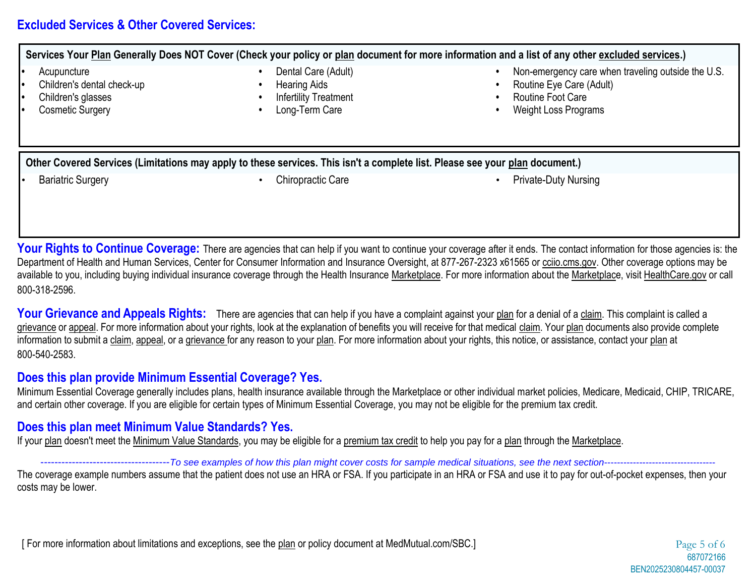## Excluded Services & Other Covered Services:

**Services Your Plan Generally Does NOT Cover (Check your policy or plan document for more information and a list of any other excluded services.)**

- Acupuncture
- Children's dental check-up
- Children's glasses
- Cosmetic Surgery
- Dental Care (Adult)
- Hearing Aids
- Infertility Treatment
- Long-Term Care
- Non-emergency care when traveling outside the U.S.
- Routine Eye Care (Adult)
- Routine Foot Care
- Weight Loss Programs

**Other Covered Services (Limitations may apply to these services. This isn't a complete list. Please see your plan document.)**

- Bariatric Surgery
- Chiropractic Care
- Private-Duty Nursing

**Your Rights to Continue Coverage:** There are agencies that can help if you want to continue your coverage after it ends. The contact information for those agencies is: the Department of Health and Human Services, Center for Consumer Information and Insurance Oversight, at 877-267-2323 x61565 or cciio.cms.gov. Other coverage options may be available to you, including buying individual insurance coverage through the Health Insurance Marketplace. For more information about the Marketplace, visit HealthCare.gov or call 800-318-2596.

**Your Grievance and Appeals Rights:** There are agencies that can help if you have a complaint against your plan for a denial of a claim. This complaint is called a grievance or appeal. For more information about your rights, look at the explanation of benefits you will receive for that medical claim. Your plan documents also provide complete information to submit a claim, appeal, or a grievance for any reason to your plan. For more information about your rights, this notice, or assistance, contact your plan at 800-540-2583.

### Does this plan provide Minimum Essential Coverage? Yes.

Minimum Essential Coverage generally includes plans, health insurance available through the Marketplace or other individual market policies, Medicare, Medicaid, CHIP, TRICARE, and certain other coverage. If you are eligible for certain types of Minimum Essential Coverage, you may not be eligible for the premium tax credit.

### Does this plan meet Minimum Value Standards? Yes.

If your plan doesn't meet the Minimum Value Standards, you may be eligible for a premium tax credit to help you pay for a plan through the Marketplace.

*------------------------------------To see examples of how this plan might cover costs for sample medical situations, see the next section----------------------------------*

The coverage example numbers assume that the patient does not use an HRA or FSA. If you participate in an HRA or FSA and use it to pay for out-of-pocket expenses, then your costs may be lower.

[ For more information about limitations and exceptions, see the plan or policy document at MedMutual.com/SBC.]

687072166
BEN2025230804457-00037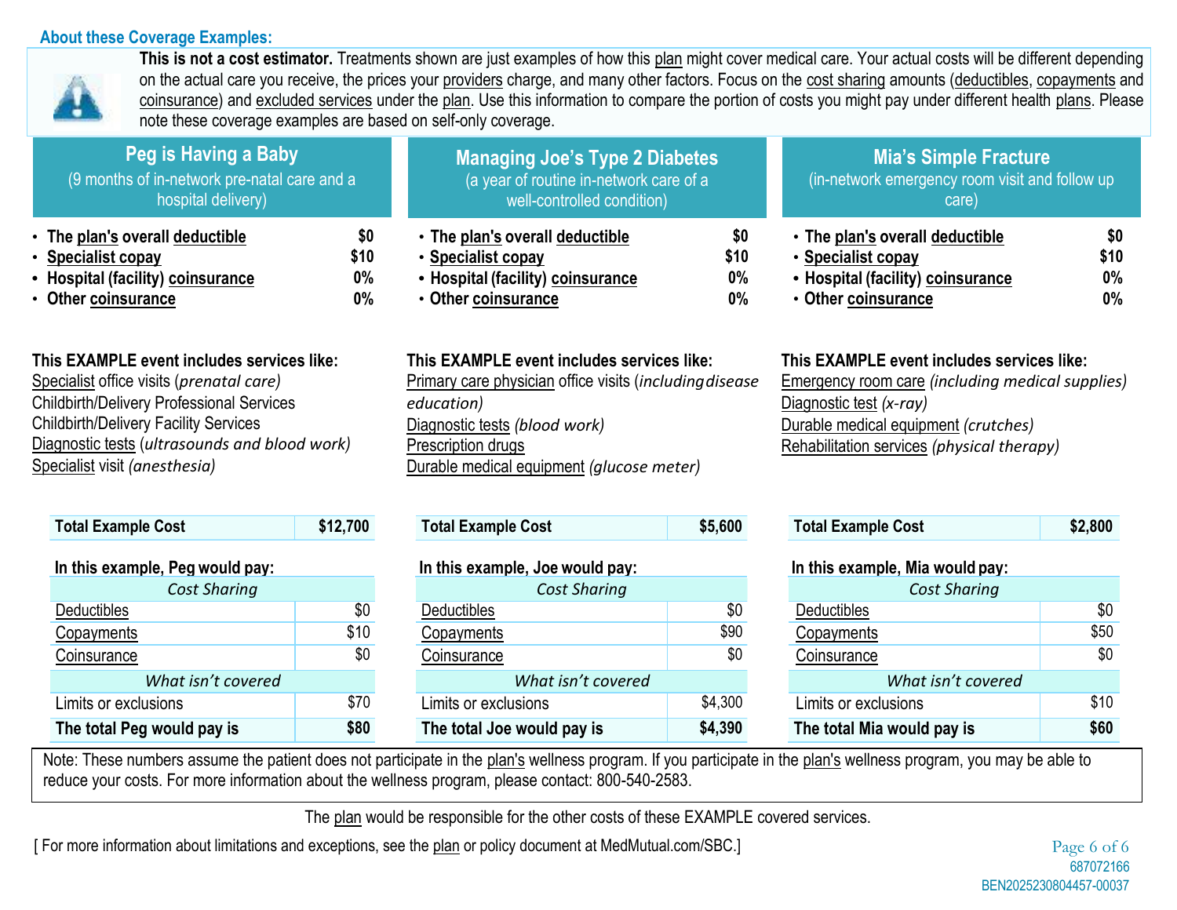**About these Coverage Examples:**

**This is not a cost estimator.** Treatments shown are just examples of how this plan might cover medical care. Your actual costs will be different depending on the actual care you receive, the prices your providers charge, and many other factors. Focus on the cost sharing amounts (deductibles, copayments and coinsurance) and excluded services under the plan. Use this information to compare the portion of costs you might pay under different health plans. Please note these coverage examples are based on self-only coverage.

## Peg is Having a Baby

(9 months of in-network pre-natal care and a hospital delivery)

- **The plan's overall deductible** **$0**
- **Specialist copay** **$10**
- **Hospital (facility) coinsurance** **0%**
- **Other coinsurance** **0%**

**This EXAMPLE event includes services like:**

Specialist office visits (*prenatal care)*
Childbirth/Delivery Professional Services
Childbirth/Delivery Facility Services
Diagnostic tests (*ultrasounds and blood work)*
Specialist visit *(anesthesia)*

| **Total Example Cost** | **$12,700** |
|---|---|
| **In this example, Peg would pay:** | |
| *Cost Sharing* | |
| Deductibles | $0 |
| Copayments | $10 |
| Coinsurance | $0 |
| *What isn't covered* | |
| Limits or exclusions | $70 |
| **The total Peg would pay is** | **$80** |

## Managing Joe's Type 2 Diabetes

(a year of routine in-network care of a well-controlled condition)

- **The plan's overall deductible** **$0**
- **Specialist copay** **$10**
- **Hospital (facility) coinsurance** **0%**
- **Other coinsurance** **0%**

**This EXAMPLE event includes services like:**

Primary care physician office visits (*including disease education)*
Diagnostic tests *(blood work)*
Prescription drugs
Durable medical equipment *(glucose meter)*

| **Total Example Cost** | **$5,600** |
|---|---|
| **In this example, Joe would pay:** | |
| *Cost Sharing* | |
| Deductibles | $0 |
| Copayments | $90 |
| Coinsurance | $0 |
| *What isn't covered* | |
| Limits or exclusions | $4,300 |
| **The total Joe would pay is** | **$4,390** |

## Mia's Simple Fracture

(in-network emergency room visit and follow up care)

- **The plan's overall deductible** **$0**
- **Specialist copay** **$10**
- **Hospital (facility) coinsurance** **0%**
- **Other coinsurance** **0%**

**This EXAMPLE event includes services like:**

Emergency room care *(including medical supplies)*
Diagnostic test *(x-ray)*
Durable medical equipment *(crutches)*
Rehabilitation services *(physical therapy)*

| **Total Example Cost** | **$2,800** |
|---|---|
| **In this example, Mia would pay:** | |
| *Cost Sharing* | |
| Deductibles | $0 |
| Copayments | $50 |
| Coinsurance | $0 |
| *What isn't covered* | |
| Limits or exclusions | $10 |
| **The total Mia would pay is** | **$60** |

Note: These numbers assume the patient does not participate in the plan's wellness program. If you participate in the plan's wellness program, you may be able to reduce your costs. For more information about the wellness program, please contact: 800-540-2583.

The plan would be responsible for the other costs of these EXAMPLE covered services.

[ For more information about limitations and exceptions, see the plan or policy document at MedMutual.com/SBC.]

687072166
BEN2025230804457-00037